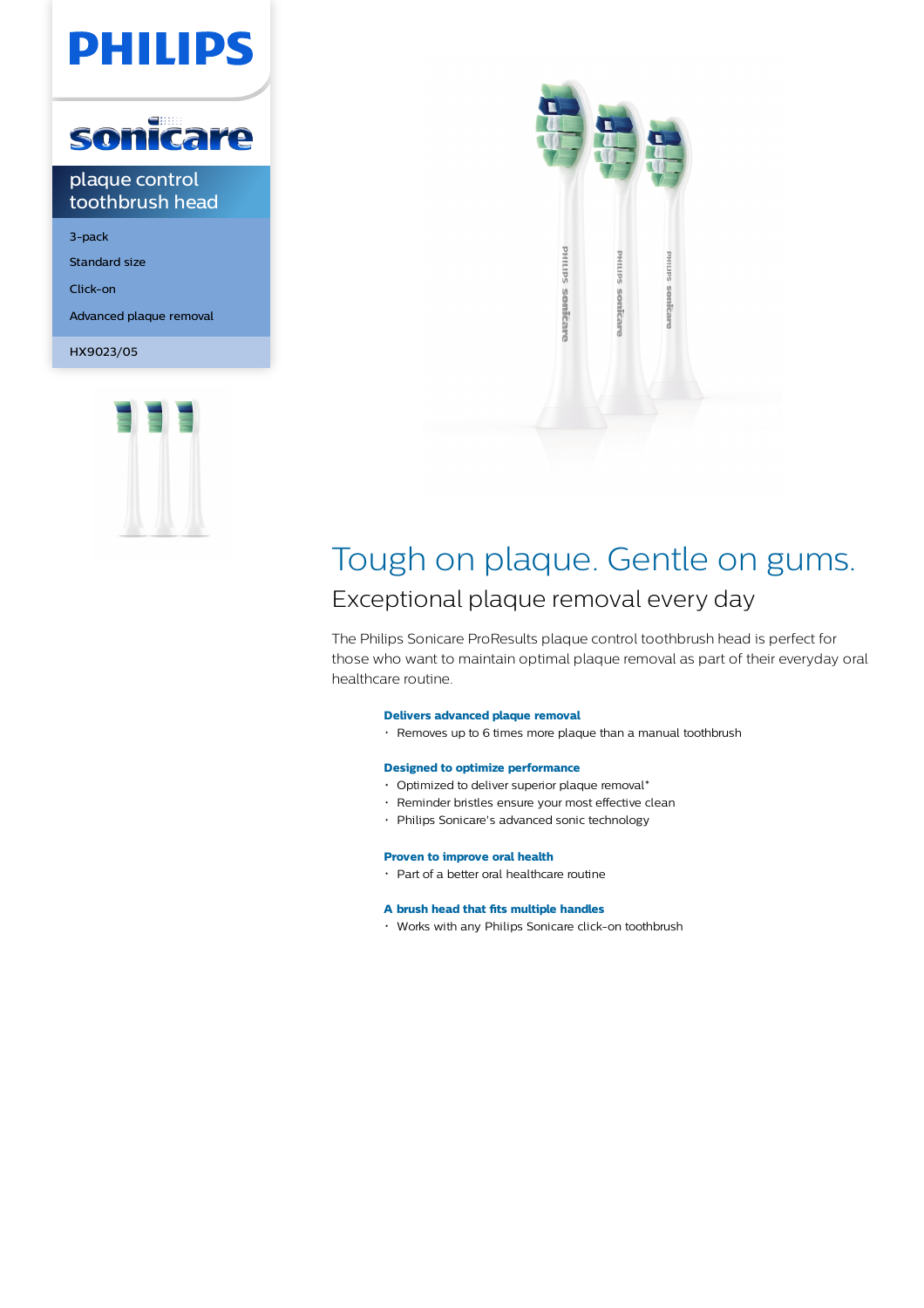PHILIPS

sonicare

## plaque control toothbrush head

3-pack

Standard size

Click-on

Advanced plaque removal

HX9023/05

# Tough on plaque. Gentle on gums.

## Exceptional plaque removal every day

The Philips Sonicare ProResults plaque control toothbrush head is perfect for those who want to maintain optimal plaque removal as part of their everyday oral healthcare routine.

**Delivers advanced plaque removal**

- Removes up to 6 times more plaque than a manual toothbrush

**Designed to optimize performance**

- Optimized to deliver superior plaque removal*
- Reminder bristles ensure your most effective clean
- Philips Sonicare's advanced sonic technology

**Proven to improve oral health**

- Part of a better oral healthcare routine

**A brush head that fits multiple handles**

- Works with any Philips Sonicare click-on toothbrush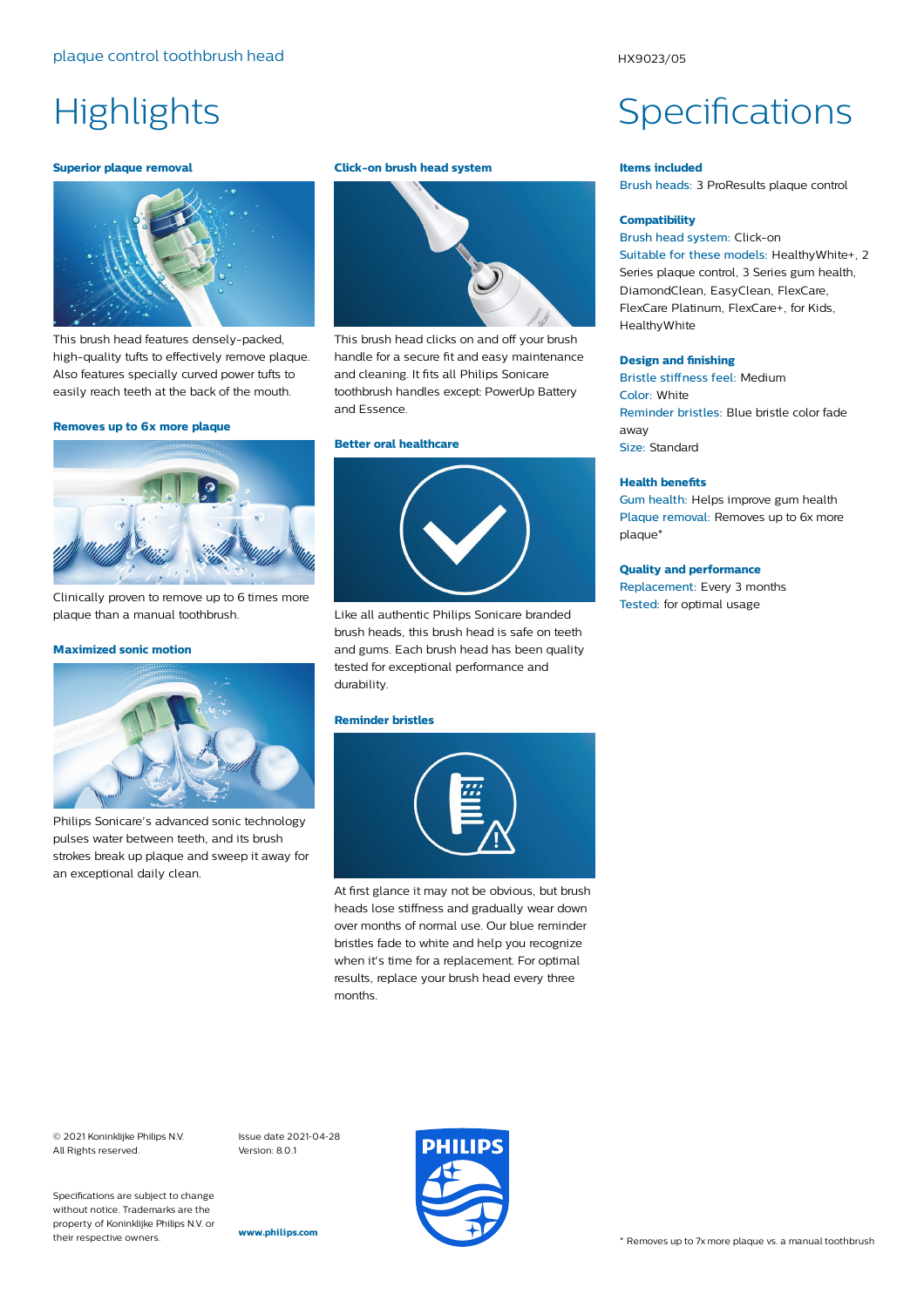plaque control toothbrush head

HX9023/05

# Highlights

### Superior plaque removal

This brush head features densely-packed, high-quality tufts to effectively remove plaque. Also features specially curved power tufts to easily reach teeth at the back of the mouth.

### Removes up to 6x more plaque

Clinically proven to remove up to 6 times more plaque than a manual toothbrush.

### Maximized sonic motion

Philips Sonicare's advanced sonic technology pulses water between teeth, and its brush strokes break up plaque and sweep it away for an exceptional daily clean.

### Click-on brush head system

This brush head clicks on and off your brush handle for a secure fit and easy maintenance and cleaning. It fits all Philips Sonicare toothbrush handles except: PowerUp Battery and Essence.

### Better oral healthcare

Like all authentic Philips Sonicare branded brush heads, this brush head is safe on teeth and gums. Each brush head has been quality tested for exceptional performance and durability.

### Reminder bristles

At first glance it may not be obvious, but brush heads lose stiffness and gradually wear down over months of normal use. Our blue reminder bristles fade to white and help you recognize when it's time for a replacement. For optimal results, replace your brush head every three months.

# Specifications

### Items included

- Brush heads: 3 ProResults plaque control

### Compatibility

- Brush head system: Click-on
- Suitable for these models: HealthyWhite+, 2 Series plaque control, 3 Series gum health, DiamondClean, EasyClean, FlexCare, FlexCare Platinum, FlexCare+, for Kids, HealthyWhite

### Design and finishing

- Bristle stiffness feel: Medium
- Color: White
- Reminder bristles: Blue bristle color fade away
- Size: Standard

### Health benefits

- Gum health: Helps improve gum health
- Plaque removal: Removes up to 6x more plaque*

### Quality and performance

- Replacement: Every 3 months
- Tested: for optimal usage

© 2021 Koninklijke Philips N.V.
All Rights reserved.

Issue date 2021-04-28
Version: 8.0.1

Specifications are subject to change without notice. Trademarks are the property of Koninklijke Philips N.V. or their respective owners.

www.philips.com

* Removes up to 7x more plaque vs. a manual toothbrush